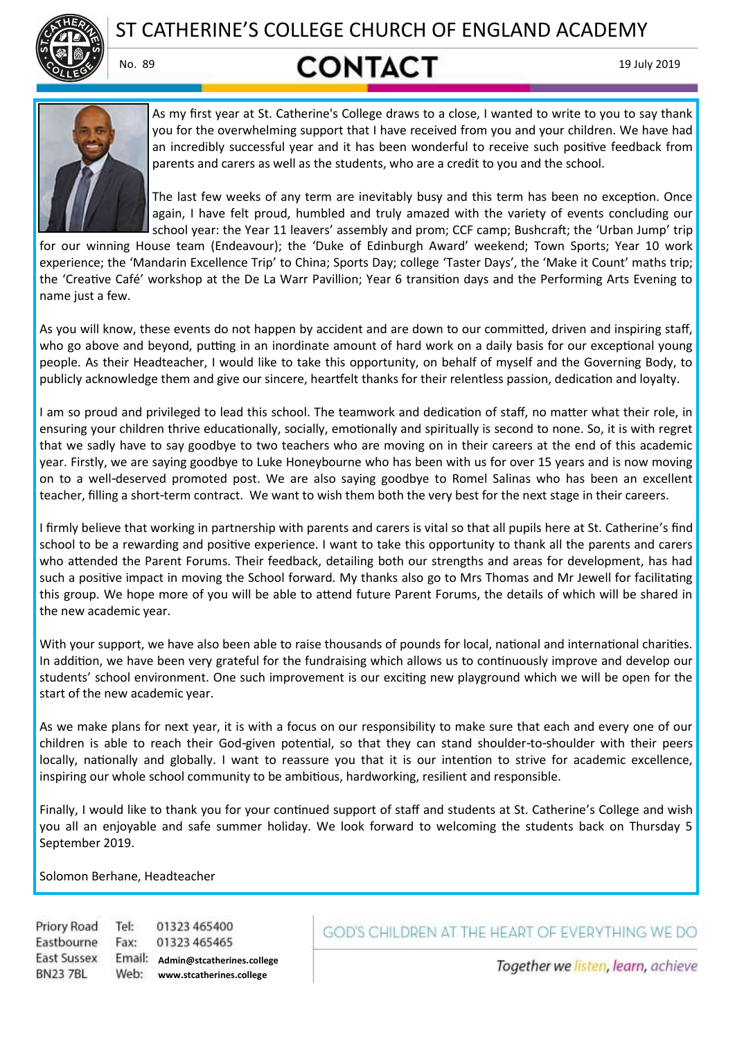# ST CATHERINE'S COLLEGE CHURCH OF ENGLAND ACADEMY

No. 89

## CONTACT

19 July 2019

As my first year at St. Catherine's College draws to a close, I wanted to write to you to say thank you for the overwhelming support that I have received from you and your children. We have had an incredibly successful year and it has been wonderful to receive such positive feedback from parents and carers as well as the students, who are a credit to you and the school.

The last few weeks of any term are inevitably busy and this term has been no exception. Once again, I have felt proud, humbled and truly amazed with the variety of events concluding our school year: the Year 11 leavers' assembly and prom; CCF camp; Bushcraft; the 'Urban Jump' trip for our winning House team (Endeavour); the 'Duke of Edinburgh Award' weekend; Town Sports; Year 10 work experience; the 'Mandarin Excellence Trip' to China; Sports Day; college 'Taster Days', the 'Make it Count' maths trip; the 'Creative Café' workshop at the De La Warr Pavillion; Year 6 transition days and the Performing Arts Evening to name just a few.

As you will know, these events do not happen by accident and are down to our committed, driven and inspiring staff, who go above and beyond, putting in an inordinate amount of hard work on a daily basis for our exceptional young people. As their Headteacher, I would like to take this opportunity, on behalf of myself and the Governing Body, to publicly acknowledge them and give our sincere, heartfelt thanks for their relentless passion, dedication and loyalty.

I am so proud and privileged to lead this school. The teamwork and dedication of staff, no matter what their role, in ensuring your children thrive educationally, socially, emotionally and spiritually is second to none. So, it is with regret that we sadly have to say goodbye to two teachers who are moving on in their careers at the end of this academic year. Firstly, we are saying goodbye to Luke Honeybourne who has been with us for over 15 years and is now moving on to a well-deserved promoted post. We are also saying goodbye to Romel Salinas who has been an excellent teacher, filling a short-term contract. We want to wish them both the very best for the next stage in their careers.

I firmly believe that working in partnership with parents and carers is vital so that all pupils here at St. Catherine's find school to be a rewarding and positive experience. I want to take this opportunity to thank all the parents and carers who attended the Parent Forums. Their feedback, detailing both our strengths and areas for development, has had such a positive impact in moving the School forward. My thanks also go to Mrs Thomas and Mr Jewell for facilitating this group. We hope more of you will be able to attend future Parent Forums, the details of which will be shared in the new academic year.

With your support, we have also been able to raise thousands of pounds for local, national and international charities. In addition, we have been very grateful for the fundraising which allows us to continuously improve and develop our students' school environment. One such improvement is our exciting new playground which we will be open for the start of the new academic year.

As we make plans for next year, it is with a focus on our responsibility to make sure that each and every one of our children is able to reach their God-given potential, so that they can stand shoulder-to-shoulder with their peers locally, nationally and globally. I want to reassure you that it is our intention to strive for academic excellence, inspiring our whole school community to be ambitious, hardworking, resilient and responsible.

Finally, I would like to thank you for your continued support of staff and students at St. Catherine's College and wish you all an enjoyable and safe summer holiday. We look forward to welcoming the students back on Thursday 5 September 2019.

Solomon Berhane, Headteacher

Priory Road
Eastbourne
East Sussex
BN23 7BL

Tel: 01323 465400
Fax: 01323 465465
Email: Admin@stcatherines.college
Web: www.stcatherines.college

GOD'S CHILDREN AT THE HEART OF EVERYTHING WE DO

*Together we listen, learn, achieve*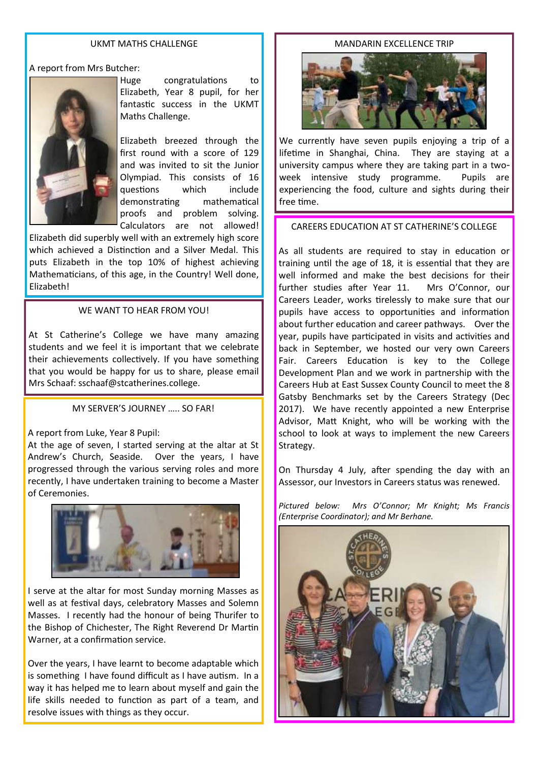## UKMT MATHS CHALLENGE

A report from Mrs Butcher:

Huge congratulations to Elizabeth, Year 8 pupil, for her fantastic success in the UKMT Maths Challenge.

Elizabeth breezed through the first round with a score of 129 and was invited to sit the Junior Olympiad. This consists of 16 questions which include demonstrating mathematical proofs and problem solving. Calculators are not allowed! Elizabeth did superbly well with an extremely high score which achieved a Distinction and a Silver Medal. This puts Elizabeth in the top 10% of highest achieving Mathematicians, of this age, in the Country! Well done, Elizabeth!

## WE WANT TO HEAR FROM YOU!

At St Catherine's College we have many amazing students and we feel it is important that we celebrate their achievements collectively. If you have something that you would be happy for us to share, please email Mrs Schaaf: sschaaf@stcatherines.college.

## MY SERVER'S JOURNEY ….. SO FAR!

A report from Luke, Year 8 Pupil:

At the age of seven, I started serving at the altar at St Andrew's Church, Seaside. Over the years, I have progressed through the various serving roles and more recently, I have undertaken training to become a Master of Ceremonies.

I serve at the altar for most Sunday morning Masses as well as at festival days, celebratory Masses and Solemn Masses. I recently had the honour of being Thurifer to the Bishop of Chichester, The Right Reverend Dr Martin Warner, at a confirmation service.

Over the years, I have learnt to become adaptable which is something I have found difficult as I have autism. In a way it has helped me to learn about myself and gain the life skills needed to function as part of a team, and resolve issues with things as they occur.

## MANDARIN EXCELLENCE TRIP

We currently have seven pupils enjoying a trip of a lifetime in Shanghai, China. They are staying at a university campus where they are taking part in a two-week intensive study programme. Pupils are experiencing the food, culture and sights during their free time.

## CAREERS EDUCATION AT ST CATHERINE'S COLLEGE

As all students are required to stay in education or training until the age of 18, it is essential that they are well informed and make the best decisions for their further studies after Year 11. Mrs O'Connor, our Careers Leader, works tirelessly to make sure that our pupils have access to opportunities and information about further education and career pathways. Over the year, pupils have participated in visits and activities and back in September, we hosted our very own Careers Fair. Careers Education is key to the College Development Plan and we work in partnership with the Careers Hub at East Sussex County Council to meet the 8 Gatsby Benchmarks set by the Careers Strategy (Dec 2017). We have recently appointed a new Enterprise Advisor, Matt Knight, who will be working with the school to look at ways to implement the new Careers Strategy.

On Thursday 4 July, after spending the day with an Assessor, our Investors in Careers status was renewed.

*Pictured below: Mrs O'Connor; Mr Knight; Ms Francis (Enterprise Coordinator); and Mr Berhane.*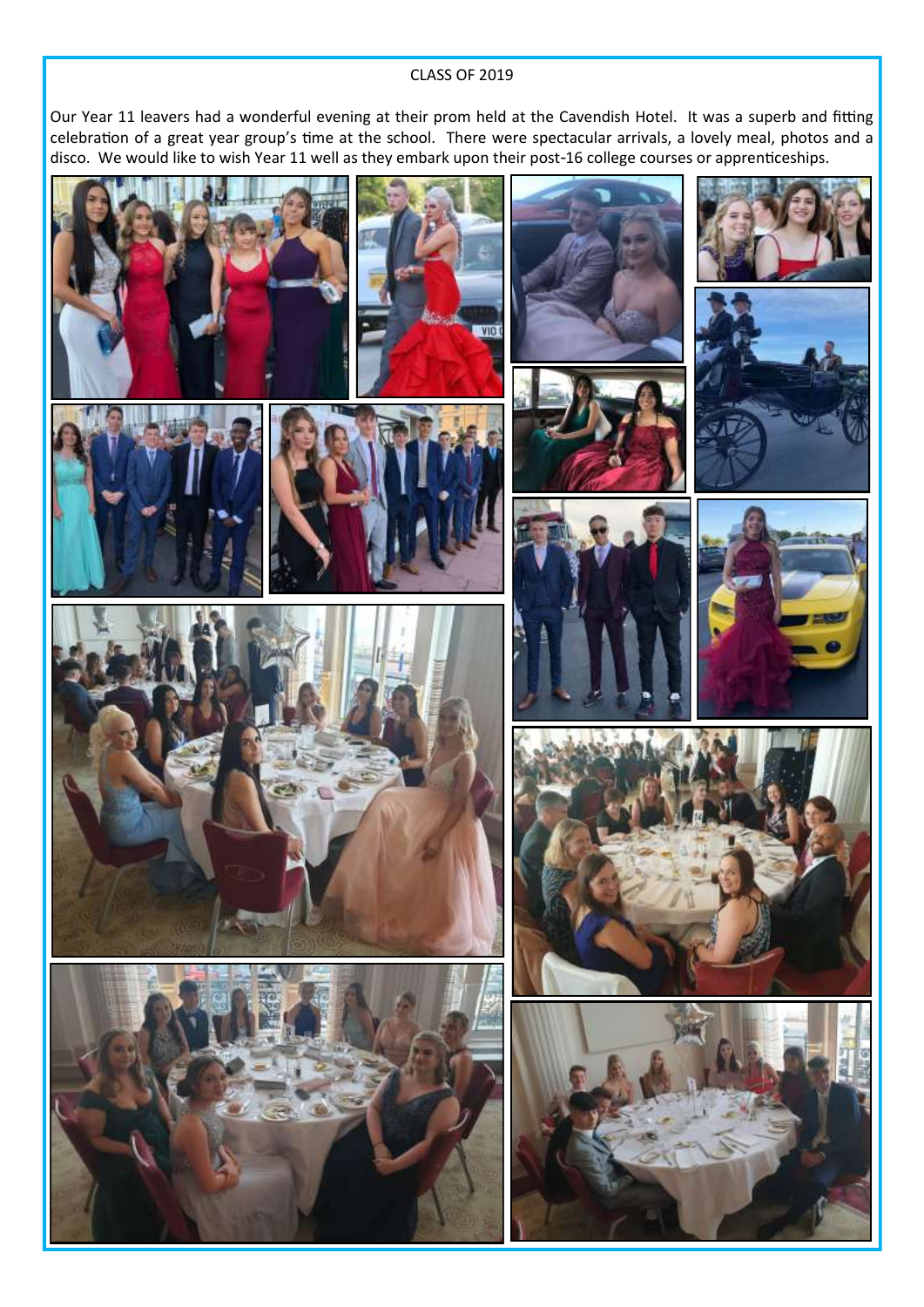# CLASS OF 2019

Our Year 11 leavers had a wonderful evening at their prom held at the Cavendish Hotel. It was a superb and fitting celebration of a great year group's time at the school. There were spectacular arrivals, a lovely meal, photos and a disco. We would like to wish Year 11 well as they embark upon their post-16 college courses or apprenticeships.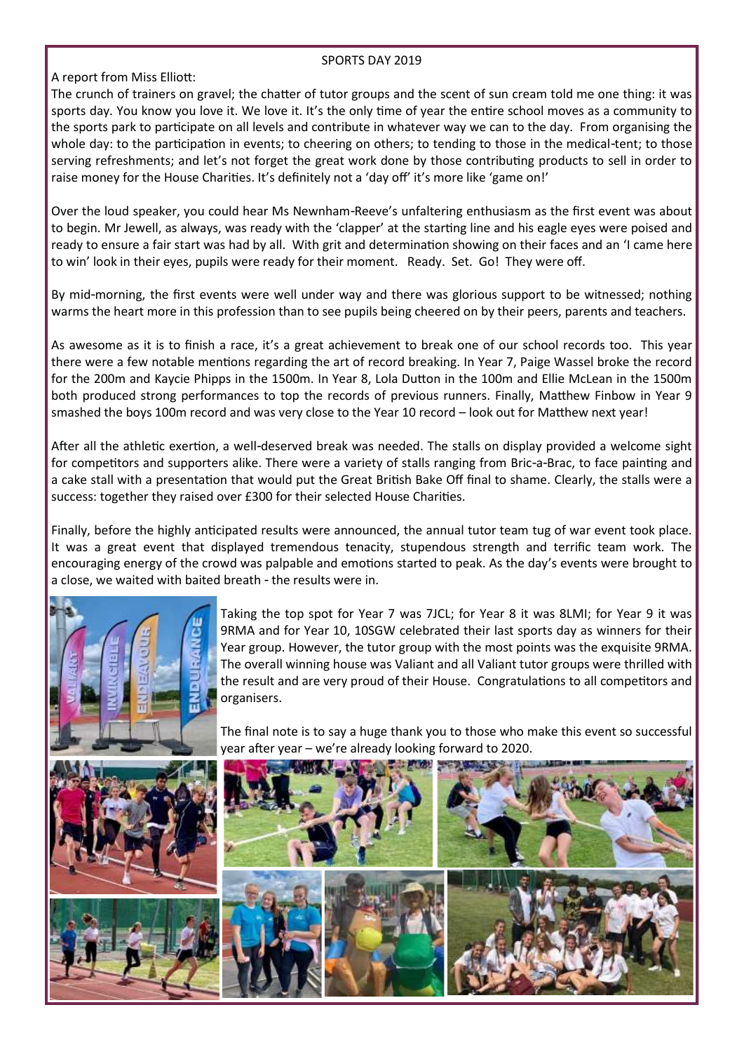# SPORTS DAY 2019

A report from Miss Elliott:

The crunch of trainers on gravel; the chatter of tutor groups and the scent of sun cream told me one thing: it was sports day. You know you love it. We love it. It's the only time of year the entire school moves as a community to the sports park to participate on all levels and contribute in whatever way we can to the day. From organising the whole day: to the participation in events; to cheering on others; to tending to those in the medical-tent; to those serving refreshments; and let's not forget the great work done by those contributing products to sell in order to raise money for the House Charities. It's definitely not a 'day off' it's more like 'game on!'

Over the loud speaker, you could hear Ms Newnham-Reeve's unfaltering enthusiasm as the first event was about to begin. Mr Jewell, as always, was ready with the 'clapper' at the starting line and his eagle eyes were poised and ready to ensure a fair start was had by all. With grit and determination showing on their faces and an 'I came here to win' look in their eyes, pupils were ready for their moment. Ready. Set. Go! They were off.

By mid-morning, the first events were well under way and there was glorious support to be witnessed; nothing warms the heart more in this profession than to see pupils being cheered on by their peers, parents and teachers.

As awesome as it is to finish a race, it's a great achievement to break one of our school records too. This year there were a few notable mentions regarding the art of record breaking. In Year 7, Paige Wassel broke the record for the 200m and Kaycie Phipps in the 1500m. In Year 8, Lola Dutton in the 100m and Ellie McLean in the 1500m both produced strong performances to top the records of previous runners. Finally, Matthew Finbow in Year 9 smashed the boys 100m record and was very close to the Year 10 record – look out for Matthew next year!

After all the athletic exertion, a well-deserved break was needed. The stalls on display provided a welcome sight for competitors and supporters alike. There were a variety of stalls ranging from Bric-a-Brac, to face painting and a cake stall with a presentation that would put the Great British Bake Off final to shame. Clearly, the stalls were a success: together they raised over £300 for their selected House Charities.

Finally, before the highly anticipated results were announced, the annual tutor team tug of war event took place. It was a great event that displayed tremendous tenacity, stupendous strength and terrific team work. The encouraging energy of the crowd was palpable and emotions started to peak. As the day's events were brought to a close, we waited with baited breath - the results were in.

Taking the top spot for Year 7 was 7JCL; for Year 8 it was 8LMI; for Year 9 it was 9RMA and for Year 10, 10SGW celebrated their last sports day as winners for their Year group. However, the tutor group with the most points was the exquisite 9RMA. The overall winning house was Valiant and all Valiant tutor groups were thrilled with the result and are very proud of their House. Congratulations to all competitors and organisers.

The final note is to say a huge thank you to those who make this event so successful year after year – we're already looking forward to 2020.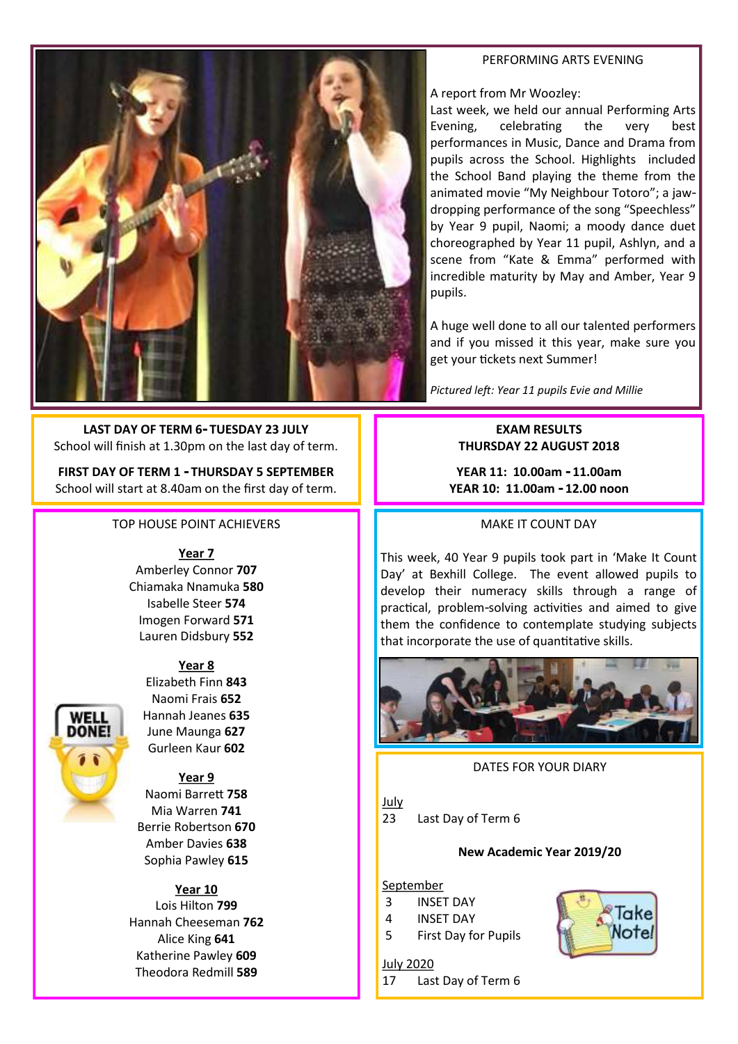## PERFORMING ARTS EVENING

A report from Mr Woozley:
Last week, we held our annual Performing Arts Evening, celebrating the very best performances in Music, Dance and Drama from pupils across the School. Highlights included the School Band playing the theme from the animated movie "My Neighbour Totoro"; a jaw-dropping performance of the song "Speechless" by Year 9 pupil, Naomi; a moody dance duet choreographed by Year 11 pupil, Ashlyn, and a scene from "Kate & Emma" performed with incredible maturity by May and Amber, Year 9 pupils.

A huge well done to all our talented performers and if you missed it this year, make sure you get your tickets next Summer!

*Pictured left: Year 11 pupils Evie and Millie*

**LAST DAY OF TERM 6 - TUESDAY 23 JULY**
School will finish at 1.30pm on the last day of term.

**FIRST DAY OF TERM 1 - THURSDAY 5 SEPTEMBER**
School will start at 8.40am on the first day of term.

**EXAM RESULTS**
**THURSDAY 22 AUGUST 2018**

**YEAR 11: 10.00am - 11.00am**
**YEAR 10: 11.00am - 12.00 noon**

## TOP HOUSE POINT ACHIEVERS

**Year 7**
Amberley Connor **707**
Chiamaka Nnamuka **580**
Isabelle Steer **574**
Imogen Forward **571**
Lauren Didsbury **552**

**Year 8**
Elizabeth Finn **843**
Naomi Frais **652**
Hannah Jeanes **635**
June Maunga **627**
Gurleen Kaur **602**

**Year 9**
Naomi Barrett **758**
Mia Warren **741**
Berrie Robertson **670**
Amber Davies **638**
Sophia Pawley **615**

**Year 10**
Lois Hilton **799**
Hannah Cheeseman **762**
Alice King **641**
Katherine Pawley **609**
Theodora Redmill **589**

## MAKE IT COUNT DAY

This week, 40 Year 9 pupils took part in 'Make It Count Day' at Bexhill College. The event allowed pupils to develop their numeracy skills through a range of practical, problem-solving activities and aimed to give them the confidence to contemplate studying subjects that incorporate the use of quantitative skills.

## DATES FOR YOUR DIARY

July
23 Last Day of Term 6

**New Academic Year 2019/20**

September
3 INSET DAY
4 INSET DAY
5 First Day for Pupils

July 2020
17 Last Day of Term 6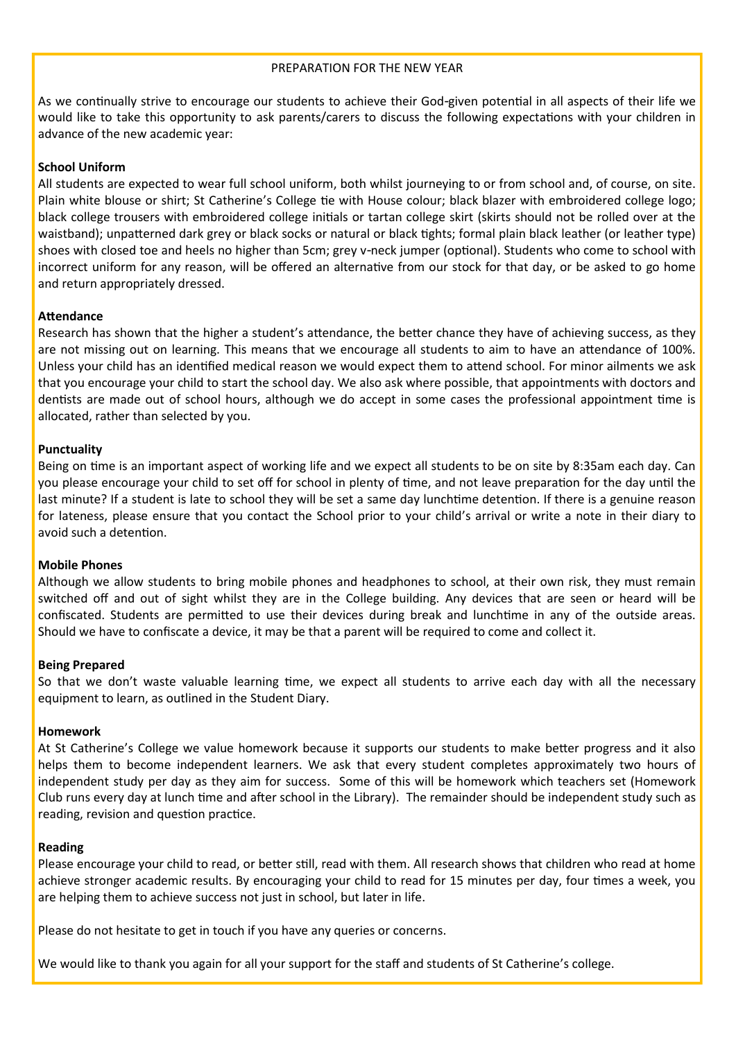## PREPARATION FOR THE NEW YEAR

As we continually strive to encourage our students to achieve their God-given potential in all aspects of their life we would like to take this opportunity to ask parents/carers to discuss the following expectations with your children in advance of the new academic year:

### School Uniform

All students are expected to wear full school uniform, both whilst journeying to or from school and, of course, on site. Plain white blouse or shirt; St Catherine's College tie with House colour; black blazer with embroidered college logo; black college trousers with embroidered college initials or tartan college skirt (skirts should not be rolled over at the waistband); unpatterned dark grey or black socks or natural or black tights; formal plain black leather (or leather type) shoes with closed toe and heels no higher than 5cm; grey v-neck jumper (optional). Students who come to school with incorrect uniform for any reason, will be offered an alternative from our stock for that day, or be asked to go home and return appropriately dressed.

### Attendance

Research has shown that the higher a student's attendance, the better chance they have of achieving success, as they are not missing out on learning. This means that we encourage all students to aim to have an attendance of 100%. Unless your child has an identified medical reason we would expect them to attend school. For minor ailments we ask that you encourage your child to start the school day. We also ask where possible, that appointments with doctors and dentists are made out of school hours, although we do accept in some cases the professional appointment time is allocated, rather than selected by you.

### Punctuality

Being on time is an important aspect of working life and we expect all students to be on site by 8:35am each day. Can you please encourage your child to set off for school in plenty of time, and not leave preparation for the day until the last minute? If a student is late to school they will be set a same day lunchtime detention. If there is a genuine reason for lateness, please ensure that you contact the School prior to your child's arrival or write a note in their diary to avoid such a detention.

### Mobile Phones

Although we allow students to bring mobile phones and headphones to school, at their own risk, they must remain switched off and out of sight whilst they are in the College building. Any devices that are seen or heard will be confiscated. Students are permitted to use their devices during break and lunchtime in any of the outside areas. Should we have to confiscate a device, it may be that a parent will be required to come and collect it.

### Being Prepared

So that we don't waste valuable learning time, we expect all students to arrive each day with all the necessary equipment to learn, as outlined in the Student Diary.

### Homework

At St Catherine's College we value homework because it supports our students to make better progress and it also helps them to become independent learners. We ask that every student completes approximately two hours of independent study per day as they aim for success. Some of this will be homework which teachers set (Homework Club runs every day at lunch time and after school in the Library). The remainder should be independent study such as reading, revision and question practice.

### Reading

Please encourage your child to read, or better still, read with them. All research shows that children who read at home achieve stronger academic results. By encouraging your child to read for 15 minutes per day, four times a week, you are helping them to achieve success not just in school, but later in life.

Please do not hesitate to get in touch if you have any queries or concerns.

We would like to thank you again for all your support for the staff and students of St Catherine's college.